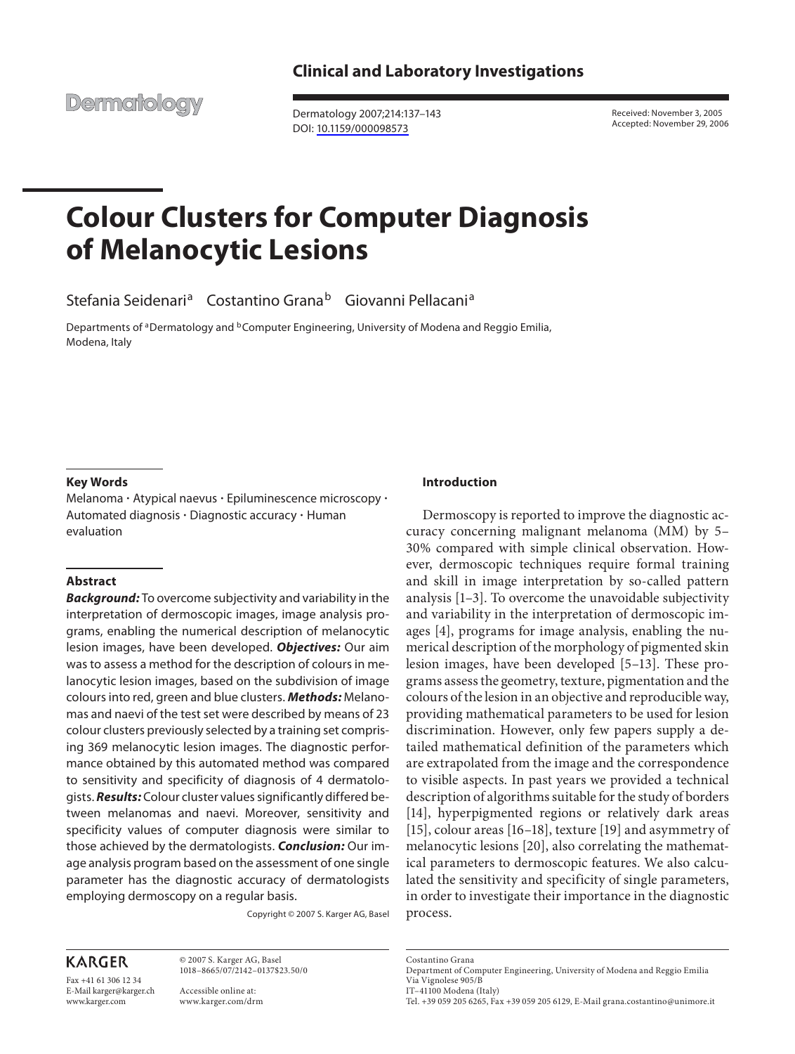Clinical and Laboratory Investigations

Dermatology

Received: November 3, 2005
Accepted: November 29, 2006

# Colour Clusters for Computer Diagnosis of Melanocytic Lesions

Stefania Seidenari[a] Costantino Grana[b] Giovanni Pellacani[a]

Departments of [a]Dermatology and [b]Computer Engineering, University of Modena and Reggio Emilia, Modena, Italy

### Key Words

Melanoma · Atypical naevus · Epiluminescence microscopy · Automated diagnosis · Diagnostic accuracy · Human evaluation

### Abstract

***Background:*** To overcome subjectivity and variability in the interpretation of dermoscopic images, image analysis programs, enabling the numerical description of melanocytic lesion images, have been developed. ***Objectives:*** Our aim was to assess a method for the description of colours in melanocytic lesion images, based on the subdivision of image colours into red, green and blue clusters. ***Methods:*** Melanomas and naevi of the test set were described by means of 23 colour clusters previously selected by a training set comprising 369 melanocytic lesion images. The diagnostic performance obtained by this automated method was compared to sensitivity and specificity of diagnosis of 4 dermatologists. ***Results:*** Colour cluster values significantly differed between melanomas and naevi. Moreover, sensitivity and specificity values of computer diagnosis were similar to those achieved by the dermatologists. ***Conclusion:*** Our image analysis program based on the assessment of one single parameter has the diagnostic accuracy of dermatologists employing dermoscopy on a regular basis.

Copyright © 2007 S. Karger AG, Basel

### Introduction

Dermoscopy is reported to improve the diagnostic accuracy concerning malignant melanoma (MM) by 5–30% compared with simple clinical observation. However, dermoscopic techniques require formal training and skill in image interpretation by so-called pattern analysis [1–3]. To overcome the unavoidable subjectivity and variability in the interpretation of dermoscopic images [4], programs for image analysis, enabling the numerical description of the morphology of pigmented skin lesion images, have been developed [5–13]. These programs assess the geometry, texture, pigmentation and the colours of the lesion in an objective and reproducible way, providing mathematical parameters to be used for lesion discrimination. However, only few papers supply a detailed mathematical definition of the parameters which are extrapolated from the image and the correspondence to visible aspects. In past years we provided a technical description of algorithms suitable for the study of borders [14], hyperpigmented regions or relatively dark areas [15], colour areas [16–18], texture [19] and asymmetry of melanocytic lesions [20], also correlating the mathematical parameters to dermoscopic features. We also calculated the sensitivity and specificity of single parameters, in order to investigate their importance in the diagnostic process.

KARGER

Fax +41 61 306 12 34
E-Mail karger@karger.ch
www.karger.com

© 2007 S. Karger AG, Basel
1018–8665/07/2142–0137$23.50/0

Accessible online at:
www.karger.com/drm

Costantino Grana
Department of Computer Engineering, University of Modena and Reggio Emilia
Via Vignolese 905/B
IT–41100 Modena (Italy)
Tel. +39 059 205 6265, Fax +39 059 205 6129, E-Mail grana.costantino@unimore.it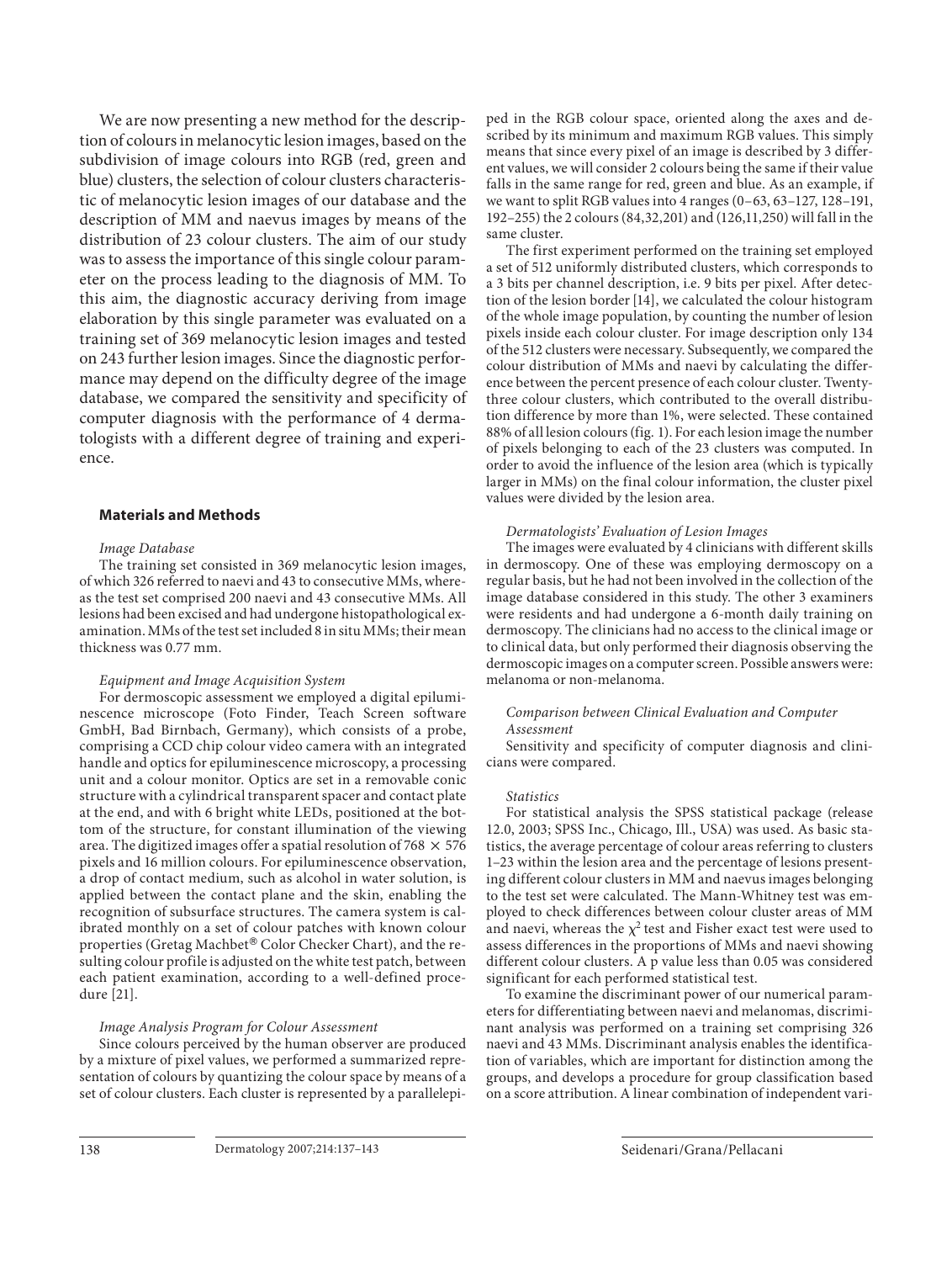We are now presenting a new method for the description of colours in melanocytic lesion images, based on the subdivision of image colours into RGB (red, green and blue) clusters, the selection of colour clusters characteristic of melanocytic lesion images of our database and the description of MM and naevus images by means of the distribution of 23 colour clusters. The aim of our study was to assess the importance of this single colour parameter on the process leading to the diagnosis of MM. To this aim, the diagnostic accuracy deriving from image elaboration by this single parameter was evaluated on a training set of 369 melanocytic lesion images and tested on 243 further lesion images. Since the diagnostic performance may depend on the difficulty degree of the image database, we compared the sensitivity and specificity of computer diagnosis with the performance of 4 dermatologists with a different degree of training and experience.

## Materials and Methods

*Image Database*

The training set consisted in 369 melanocytic lesion images, of which 326 referred to naevi and 43 to consecutive MMs, whereas the test set comprised 200 naevi and 43 consecutive MMs. All lesions had been excised and had undergone histopathological examination. MMs of the test set included 8 in situ MMs; their mean thickness was 0.77 mm.

*Equipment and Image Acquisition System*

For dermoscopic assessment we employed a digital epiluminescence microscope (Foto Finder, Teach Screen software GmbH, Bad Birnbach, Germany), which consists of a probe, comprising a CCD chip colour video camera with an integrated handle and optics for epiluminescence microscopy, a processing unit and a colour monitor. Optics are set in a removable conic structure with a cylindrical transparent spacer and contact plate at the end, and with 6 bright white LEDs, positioned at the bottom of the structure, for constant illumination of the viewing area. The digitized images offer a spatial resolution of 768 × 576 pixels and 16 million colours. For epiluminescence observation, a drop of contact medium, such as alcohol in water solution, is applied between the contact plane and the skin, enabling the recognition of subsurface structures. The camera system is calibrated monthly on a set of colour patches with known colour properties (Gretag Machbet® Color Checker Chart), and the resulting colour profile is adjusted on the white test patch, between each patient examination, according to a well-defined procedure [21].

*Image Analysis Program for Colour Assessment*

Since colours perceived by the human observer are produced by a mixture of pixel values, we performed a summarized representation of colours by quantizing the colour space by means of a set of colour clusters. Each cluster is represented by a parallelepiped in the RGB colour space, oriented along the axes and described by its minimum and maximum RGB values. This simply means that since every pixel of an image is described by 3 different values, we will consider 2 colours being the same if their value falls in the same range for red, green and blue. As an example, if we want to split RGB values into 4 ranges (0–63, 63–127, 128–191, 192–255) the 2 colours (84,32,201) and (126,11,250) will fall in the same cluster.

The first experiment performed on the training set employed a set of 512 uniformly distributed clusters, which corresponds to a 3 bits per channel description, i.e. 9 bits per pixel. After detection of the lesion border [14], we calculated the colour histogram of the whole image population, by counting the number of lesion pixels inside each colour cluster. For image description only 134 of the 512 clusters were necessary. Subsequently, we compared the colour distribution of MMs and naevi by calculating the difference between the percent presence of each colour cluster. Twenty-three colour clusters, which contributed to the overall distribution difference by more than 1%, were selected. These contained 88% of all lesion colours (fig. 1). For each lesion image the number of pixels belonging to each of the 23 clusters was computed. In order to avoid the influence of the lesion area (which is typically larger in MMs) on the final colour information, the cluster pixel values were divided by the lesion area.

*Dermatologists' Evaluation of Lesion Images*

The images were evaluated by 4 clinicians with different skills in dermoscopy. One of these was employing dermoscopy on a regular basis, but he had not been involved in the collection of the image database considered in this study. The other 3 examiners were residents and had undergone a 6-month daily training on dermoscopy. The clinicians had no access to the clinical image or to clinical data, but only performed their diagnosis observing the dermoscopic images on a computer screen. Possible answers were: melanoma or non-melanoma.

*Comparison between Clinical Evaluation and Computer Assessment*

Sensitivity and specificity of computer diagnosis and clinicians were compared.

*Statistics*

For statistical analysis the SPSS statistical package (release 12.0, 2003; SPSS Inc., Chicago, Ill., USA) was used. As basic statistics, the average percentage of colour areas referring to clusters 1–23 within the lesion area and the percentage of lesions presenting different colour clusters in MM and naevus images belonging to the test set were calculated. The Mann-Whitney test was employed to check differences between colour cluster areas of MM and naevi, whereas the $\chi^2$ test and Fisher exact test were used to assess differences in the proportions of MMs and naevi showing different colour clusters. A p value less than 0.05 was considered significant for each performed statistical test.

To examine the discriminant power of our numerical parameters for differentiating between naevi and melanomas, discriminant analysis was performed on a training set comprising 326 naevi and 43 MMs. Discriminant analysis enables the identification of variables, which are important for distinction among the groups, and develops a procedure for group classification based on a score attribution. A linear combination of independent vari-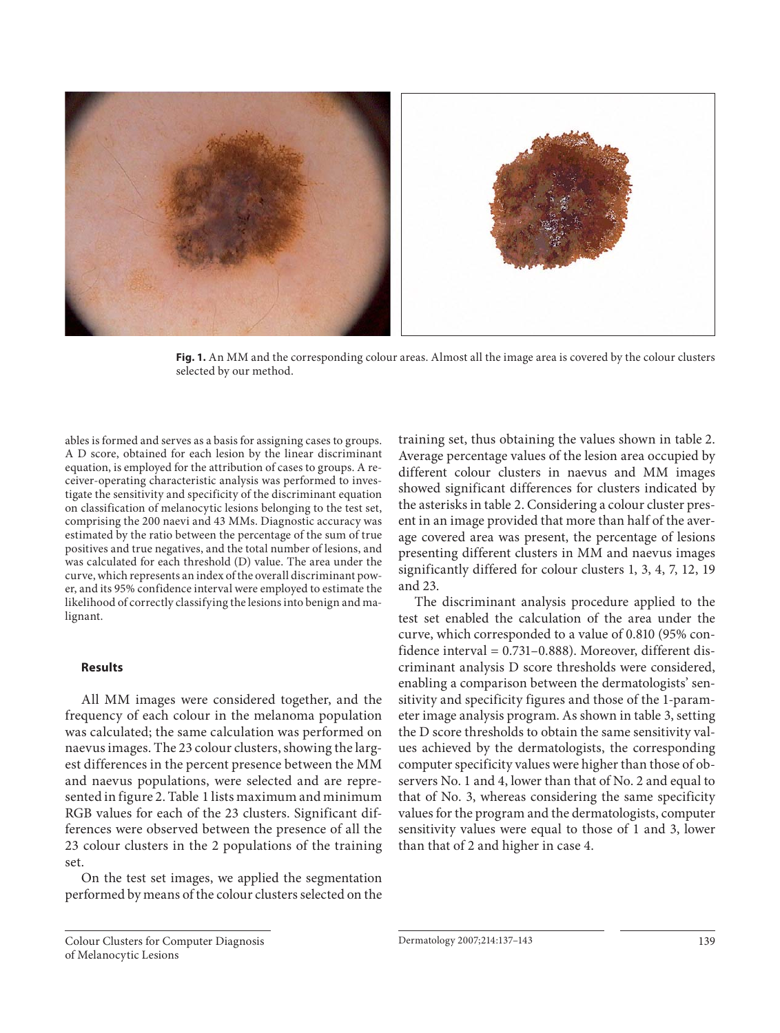**Fig. 1.** An MM and the corresponding colour areas. Almost all the image area is covered by the colour clusters selected by our method.

ables is formed and serves as a basis for assigning cases to groups. A D score, obtained for each lesion by the linear discriminant equation, is employed for the attribution of cases to groups. A receiver-operating characteristic analysis was performed to investigate the sensitivity and specificity of the discriminant equation on classification of melanocytic lesions belonging to the test set, comprising the 200 naevi and 43 MMs. Diagnostic accuracy was estimated by the ratio between the percentage of the sum of true positives and true negatives, and the total number of lesions, and was calculated for each threshold (D) value. The area under the curve, which represents an index of the overall discriminant power, and its 95% confidence interval were employed to estimate the likelihood of correctly classifying the lesions into benign and malignant.

### Results

All MM images were considered together, and the frequency of each colour in the melanoma population was calculated; the same calculation was performed on naevus images. The 23 colour clusters, showing the largest differences in the percent presence between the MM and naevus populations, were selected and are represented in figure 2. Table 1 lists maximum and minimum RGB values for each of the 23 clusters. Significant differences were observed between the presence of all the 23 colour clusters in the 2 populations of the training set.

On the test set images, we applied the segmentation performed by means of the colour clusters selected on the training set, thus obtaining the values shown in table 2. Average percentage values of the lesion area occupied by different colour clusters in naevus and MM images showed significant differences for clusters indicated by the asterisks in table 2. Considering a colour cluster present in an image provided that more than half of the average covered area was present, the percentage of lesions presenting different clusters in MM and naevus images significantly differed for colour clusters 1, 3, 4, 7, 12, 19 and 23.

The discriminant analysis procedure applied to the test set enabled the calculation of the area under the curve, which corresponded to a value of 0.810 (95% confidence interval = 0.731–0.888). Moreover, different discriminant analysis D score thresholds were considered, enabling a comparison between the dermatologists' sensitivity and specificity figures and those of the 1-parameter image analysis program. As shown in table 3, setting the D score thresholds to obtain the same sensitivity values achieved by the dermatologists, the corresponding computer specificity values were higher than those of observers No. 1 and 4, lower than that of No. 2 and equal to that of No. 3, whereas considering the same specificity values for the program and the dermatologists, computer sensitivity values were equal to those of 1 and 3, lower than that of 2 and higher in case 4.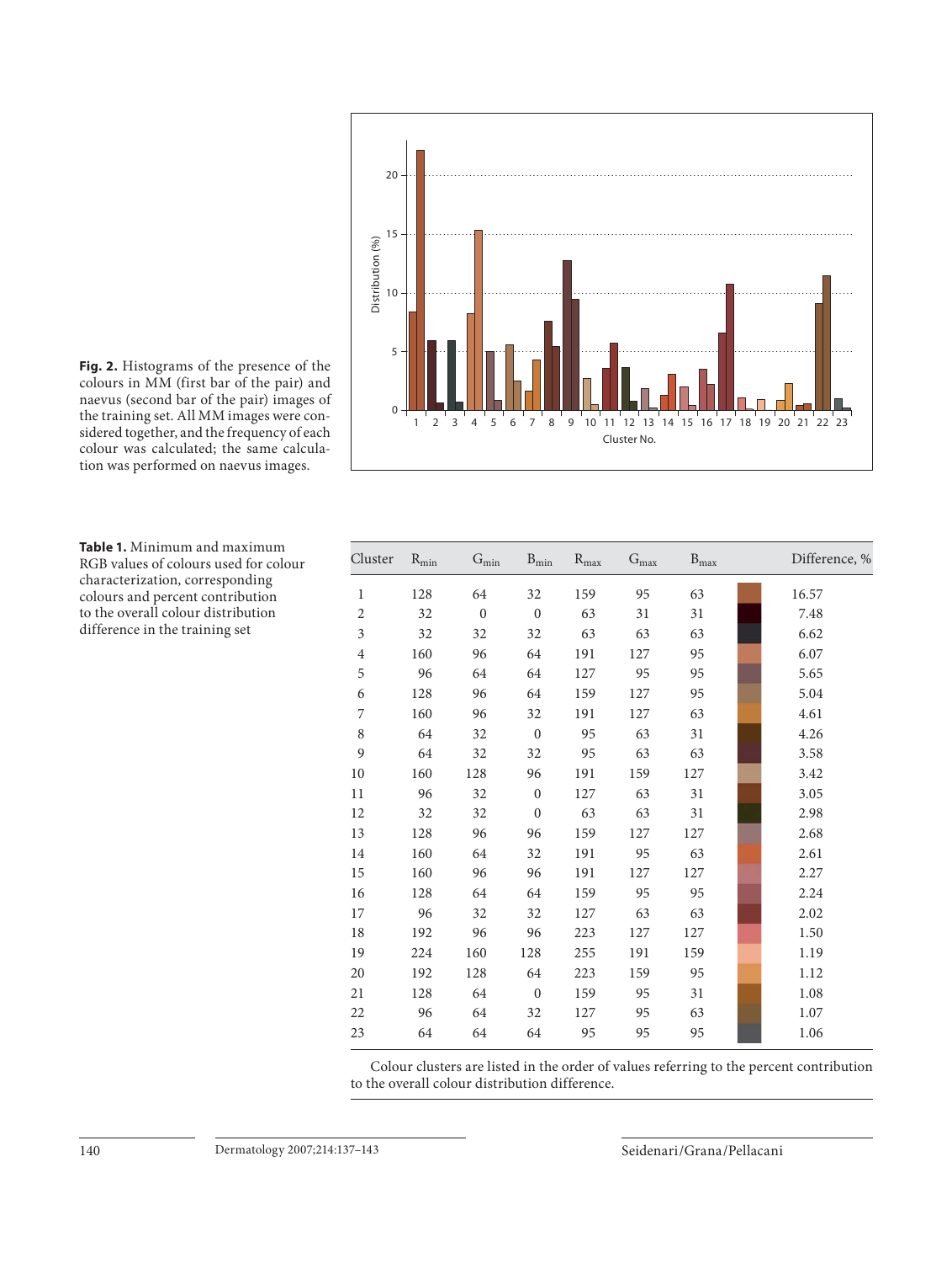**Fig. 2.** Histograms of the presence of the colours in MM (first bar of the pair) and naevus (second bar of the pair) images of the training set. All MM images were considered together, and the frequency of each colour was calculated; the same calculation was performed on naevus images.

**Table 1.** Minimum and maximum RGB values of colours used for colour characterization, corresponding colours and percent contribution to the overall colour distribution difference in the training set

| Cluster | $R_{min}$ | $G_{min}$ | $B_{min}$ | $R_{max}$ | $G_{max}$ | $B_{max}$ | | Difference, % |
|---|---|---|---|---|---|---|---|---|
| 1 | 128 | 64 | 32 | 159 | 95 | 63 | | 16.57 |
| 2 | 32 | 0 | 0 | 63 | 31 | 31 | | 7.48 |
| 3 | 32 | 32 | 32 | 63 | 63 | 63 | | 6.62 |
| 4 | 160 | 96 | 64 | 191 | 127 | 95 | | 6.07 |
| 5 | 96 | 64 | 64 | 127 | 95 | 95 | | 5.65 |
| 6 | 128 | 96 | 64 | 159 | 127 | 95 | | 5.04 |
| 7 | 160 | 96 | 32 | 191 | 127 | 63 | | 4.61 |
| 8 | 64 | 32 | 0 | 95 | 63 | 31 | | 4.26 |
| 9 | 64 | 32 | 32 | 95 | 63 | 63 | | 3.58 |
| 10 | 160 | 128 | 96 | 191 | 159 | 127 | | 3.42 |
| 11 | 96 | 32 | 0 | 127 | 63 | 31 | | 3.05 |
| 12 | 32 | 32 | 0 | 63 | 63 | 31 | | 2.98 |
| 13 | 128 | 96 | 96 | 159 | 127 | 127 | | 2.68 |
| 14 | 160 | 64 | 32 | 191 | 95 | 63 | | 2.61 |
| 15 | 160 | 96 | 96 | 191 | 127 | 127 | | 2.27 |
| 16 | 128 | 64 | 64 | 159 | 95 | 95 | | 2.24 |
| 17 | 96 | 32 | 32 | 127 | 63 | 63 | | 2.02 |
| 18 | 192 | 96 | 96 | 223 | 127 | 127 | | 1.50 |
| 19 | 224 | 160 | 128 | 255 | 191 | 159 | | 1.19 |
| 20 | 192 | 128 | 64 | 223 | 159 | 95 | | 1.12 |
| 21 | 128 | 64 | 0 | 159 | 95 | 31 | | 1.08 |
| 22 | 96 | 64 | 32 | 127 | 95 | 63 | | 1.07 |
| 23 | 64 | 64 | 64 | 95 | 95 | 95 | | 1.06 |

Colour clusters are listed in the order of values referring to the percent contribution to the overall colour distribution difference.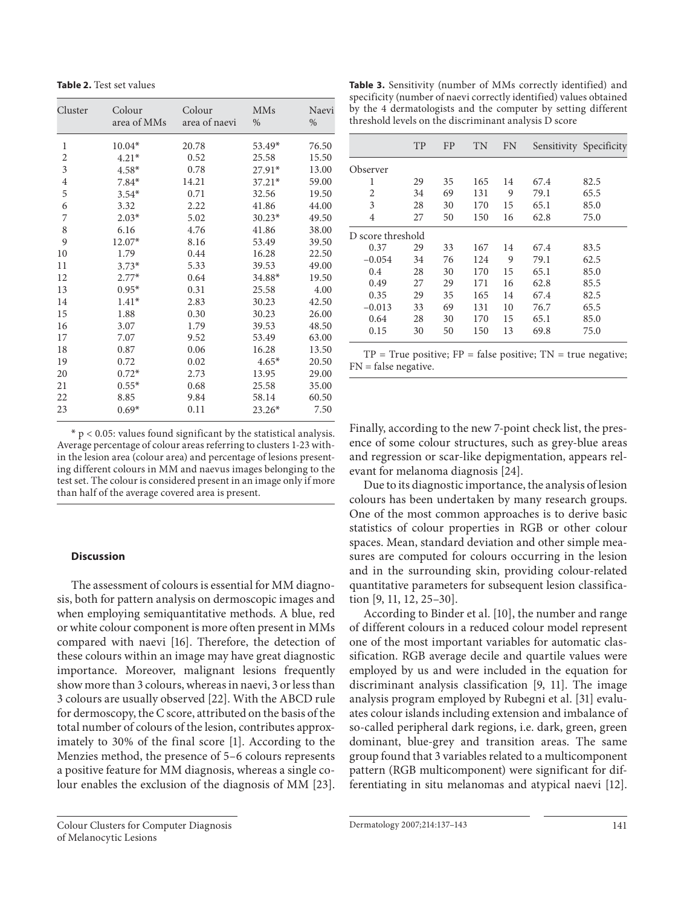**Table 2.** Test set values

| Cluster | Colour area of MMs | Colour area of naevi | MMs % | Naevi % |
|---|---|---|---|---|
| 1 | 10.04* | 20.78 | 53.49* | 76.50 |
| 2 | 4.21* | 0.52 | 25.58 | 15.50 |
| 3 | 4.58* | 0.78 | 27.91* | 13.00 |
| 4 | 7.84* | 14.21 | 37.21* | 59.00 |
| 5 | 3.54* | 0.71 | 32.56 | 19.50 |
| 6 | 3.32 | 2.22 | 41.86 | 44.00 |
| 7 | 2.03* | 5.02 | 30.23* | 49.50 |
| 8 | 6.16 | 4.76 | 41.86 | 38.00 |
| 9 | 12.07* | 8.16 | 53.49 | 39.50 |
| 10 | 1.79 | 0.44 | 16.28 | 22.50 |
| 11 | 3.73* | 5.33 | 39.53 | 49.00 |
| 12 | 2.77* | 0.64 | 34.88* | 19.50 |
| 13 | 0.95* | 0.31 | 25.58 | 4.00 |
| 14 | 1.41* | 2.83 | 30.23 | 42.50 |
| 15 | 1.88 | 0.30 | 30.23 | 26.00 |
| 16 | 3.07 | 1.79 | 39.53 | 48.50 |
| 17 | 7.07 | 9.52 | 53.49 | 63.00 |
| 18 | 0.87 | 0.06 | 16.28 | 13.50 |
| 19 | 0.72 | 0.02 | 4.65* | 20.50 |
| 20 | 0.72* | 2.73 | 13.95 | 29.00 |
| 21 | 0.55* | 0.68 | 25.58 | 35.00 |
| 22 | 8.85 | 9.84 | 58.14 | 60.50 |
| 23 | 0.69* | 0.11 | 23.26* | 7.50 |

* $p < 0.05$: values found significant by the statistical analysis. Average percentage of colour areas referring to clusters 1-23 within the lesion area (colour area) and percentage of lesions presenting different colours in MM and naevus images belonging to the test set. The colour is considered present in an image only if more than half of the average covered area is present.

**Table 3.** Sensitivity (number of MMs correctly identified) and specificity (number of naevi correctly identified) values obtained by the 4 dermatologists and the computer by setting different threshold levels on the discriminant analysis D score

| | TP | FP | TN | FN | Sensitivity | Specificity |
|---|---|---|---|---|---|---|
| Observer | | | | | | |
| 1 | 29 | 35 | 165 | 14 | 67.4 | 82.5 |
| 2 | 34 | 69 | 131 | 9 | 79.1 | 65.5 |
| 3 | 28 | 30 | 170 | 15 | 65.1 | 85.0 |
| 4 | 27 | 50 | 150 | 16 | 62.8 | 75.0 |
| D score threshold | | | | | | |
| 0.37 | 29 | 33 | 167 | 14 | 67.4 | 83.5 |
| −0.054 | 34 | 76 | 124 | 9 | 79.1 | 62.5 |
| 0.4 | 28 | 30 | 170 | 15 | 65.1 | 85.0 |
| 0.49 | 27 | 29 | 171 | 16 | 62.8 | 85.5 |
| 0.35 | 29 | 35 | 165 | 14 | 67.4 | 82.5 |
| −0.013 | 33 | 69 | 131 | 10 | 76.7 | 65.5 |
| 0.64 | 28 | 30 | 170 | 15 | 65.1 | 85.0 |
| 0.15 | 30 | 50 | 150 | 13 | 69.8 | 75.0 |

TP = True positive; FP = false positive; TN = true negative; FN = false negative.

## Discussion

The assessment of colours is essential for MM diagnosis, both for pattern analysis on dermoscopic images and when employing semiquantitative methods. A blue, red or white colour component is more often present in MMs compared with naevi [16]. Therefore, the detection of these colours within an image may have great diagnostic importance. Moreover, malignant lesions frequently show more than 3 colours, whereas in naevi, 3 or less than 3 colours are usually observed [22]. With the ABCD rule for dermoscopy, the C score, attributed on the basis of the total number of colours of the lesion, contributes approximately to 30% of the final score [1]. According to the Menzies method, the presence of 5–6 colours represents a positive feature for MM diagnosis, whereas a single colour enables the exclusion of the diagnosis of MM [23]. Finally, according to the new 7-point check list, the presence of some colour structures, such as grey-blue areas and regression or scar-like depigmentation, appears relevant for melanoma diagnosis [24].

Due to its diagnostic importance, the analysis of lesion colours has been undertaken by many research groups. One of the most common approaches is to derive basic statistics of colour properties in RGB or other colour spaces. Mean, standard deviation and other simple measures are computed for colours occurring in the lesion and in the surrounding skin, providing colour-related quantitative parameters for subsequent lesion classification [9, 11, 12, 25–30].

According to Binder et al. [10], the number and range of different colours in a reduced colour model represent one of the most important variables for automatic classification. RGB average decile and quartile values were employed by us and were included in the equation for discriminant analysis classification [9, 11]. The image analysis program employed by Rubegni et al. [31] evaluates colour islands including extension and imbalance of so-called peripheral dark regions, i.e. dark, green, green dominant, blue-grey and transition areas. The same group found that 3 variables related to a multicomponent pattern (RGB multicomponent) were significant for differentiating in situ melanomas and atypical naevi [12].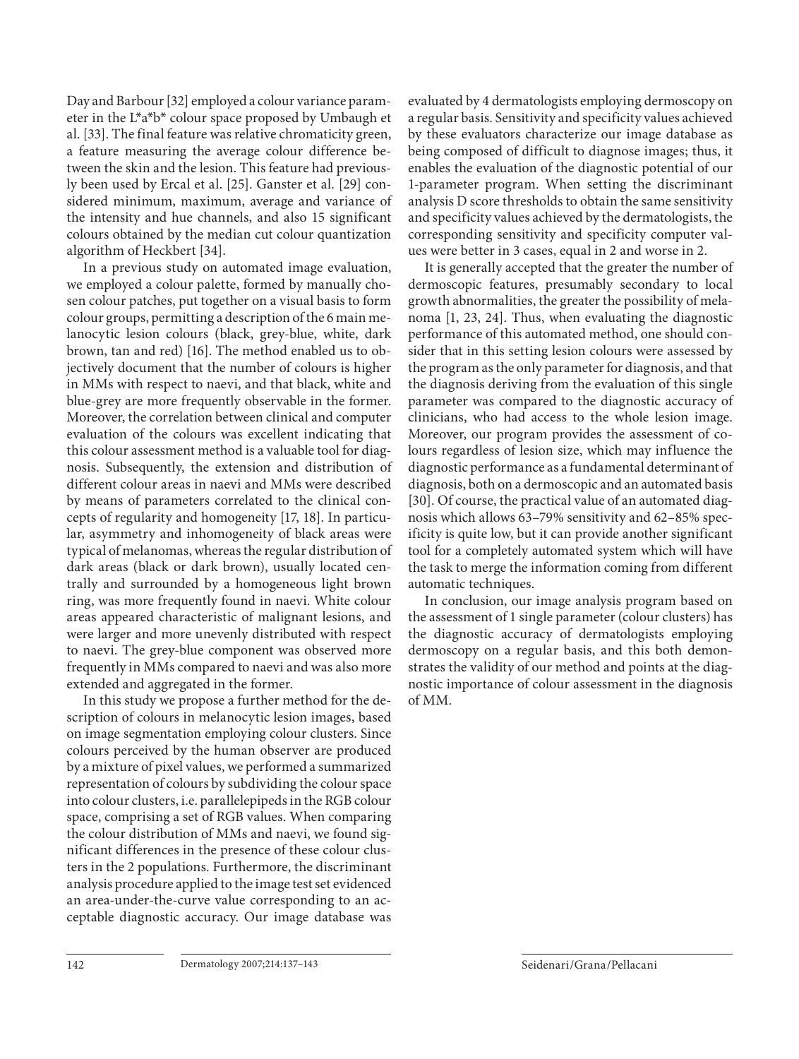Day and Barbour [32] employed a colour variance parameter in the L*a*b* colour space proposed by Umbaugh et al. [33]. The final feature was relative chromaticity green, a feature measuring the average colour difference between the skin and the lesion. This feature had previously been used by Ercal et al. [25]. Ganster et al. [29] considered minimum, maximum, average and variance of the intensity and hue channels, and also 15 significant colours obtained by the median cut colour quantization algorithm of Heckbert [34].

In a previous study on automated image evaluation, we employed a colour palette, formed by manually chosen colour patches, put together on a visual basis to form colour groups, permitting a description of the 6 main melanocytic lesion colours (black, grey-blue, white, dark brown, tan and red) [16]. The method enabled us to objectively document that the number of colours is higher in MMs with respect to naevi, and that black, white and blue-grey are more frequently observable in the former. Moreover, the correlation between clinical and computer evaluation of the colours was excellent indicating that this colour assessment method is a valuable tool for diagnosis. Subsequently, the extension and distribution of different colour areas in naevi and MMs were described by means of parameters correlated to the clinical concepts of regularity and homogeneity [17, 18]. In particular, asymmetry and inhomogeneity of black areas were typical of melanomas, whereas the regular distribution of dark areas (black or dark brown), usually located centrally and surrounded by a homogeneous light brown ring, was more frequently found in naevi. White colour areas appeared characteristic of malignant lesions, and were larger and more unevenly distributed with respect to naevi. The grey-blue component was observed more frequently in MMs compared to naevi and was also more extended and aggregated in the former.

In this study we propose a further method for the description of colours in melanocytic lesion images, based on image segmentation employing colour clusters. Since colours perceived by the human observer are produced by a mixture of pixel values, we performed a summarized representation of colours by subdividing the colour space into colour clusters, i.e. parallelepipeds in the RGB colour space, comprising a set of RGB values. When comparing the colour distribution of MMs and naevi, we found significant differences in the presence of these colour clusters in the 2 populations. Furthermore, the discriminant analysis procedure applied to the image test set evidenced an area-under-the-curve value corresponding to an acceptable diagnostic accuracy. Our image database was evaluated by 4 dermatologists employing dermoscopy on a regular basis. Sensitivity and specificity values achieved by these evaluators characterize our image database as being composed of difficult to diagnose images; thus, it enables the evaluation of the diagnostic potential of our 1-parameter program. When setting the discriminant analysis D score thresholds to obtain the same sensitivity and specificity values achieved by the dermatologists, the corresponding sensitivity and specificity computer values were better in 3 cases, equal in 2 and worse in 2.

It is generally accepted that the greater the number of dermoscopic features, presumably secondary to local growth abnormalities, the greater the possibility of melanoma [1, 23, 24]. Thus, when evaluating the diagnostic performance of this automated method, one should consider that in this setting lesion colours were assessed by the program as the only parameter for diagnosis, and that the diagnosis deriving from the evaluation of this single parameter was compared to the diagnostic accuracy of clinicians, who had access to the whole lesion image. Moreover, our program provides the assessment of colours regardless of lesion size, which may influence the diagnostic performance as a fundamental determinant of diagnosis, both on a dermoscopic and an automated basis [30]. Of course, the practical value of an automated diagnosis which allows 63–79% sensitivity and 62–85% specificity is quite low, but it can provide another significant tool for a completely automated system which will have the task to merge the information coming from different automatic techniques.

In conclusion, our image analysis program based on the assessment of 1 single parameter (colour clusters) has the diagnostic accuracy of dermatologists employing dermoscopy on a regular basis, and this both demonstrates the validity of our method and points at the diagnostic importance of colour assessment in the diagnosis of MM.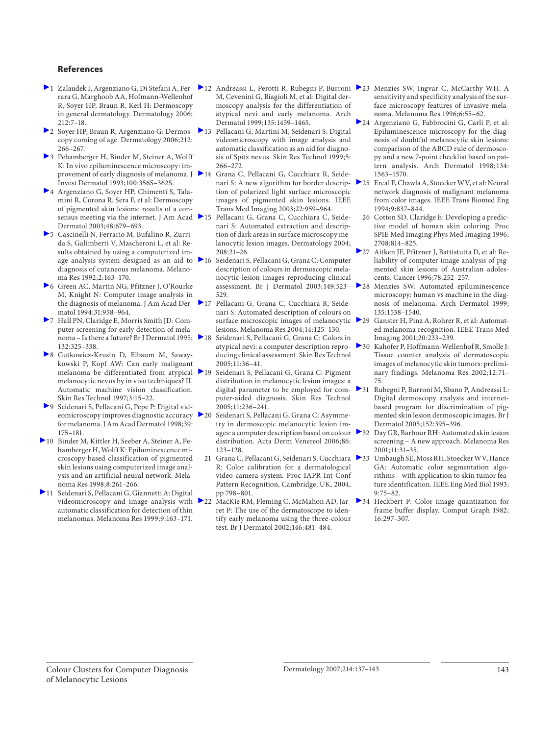## References

1. Zalaudek I, Argenziano G, Di Stefani A, Ferrara G, Marghoob AA, Hofmann-Wellenhof R, Soyer HP, Braun R, Kerl H: Dermoscopy in general dermatology. Dermatology 2006; 212:7–18.
2. Soyer HP, Braun R, Argenziano G: Dermoscopy coming of age. Dermatology 2006;212: 266–267.
3. Pehamberger H, Binder M, Steiner A, Wolff K: In vivo epiluminescence microscopy: improvement of early diagnosis of melanoma. J Invest Dermatol 1993;100:356S–362S.
4. Argenziano G, Soyer HP, Chimenti S, Talamini R, Corona R, Sera F, et al: Dermoscopy of pigmented skin lesions: results of a consensus meeting via the internet. J Am Acad Dermatol 2003;48:679–693.
5. Cascinelli N, Ferrario M, Bufalino R, Zurrida S, Galimberti V, Mascheroni L, et al: Results obtained by using a computerized image analysis system designed as an aid to diagnosis of cutaneous melanoma. Melanoma Res 1992;2:163–170.
6. Green AC, Martin NG, Pfitzner J, O'Rourke M, Knight N: Computer image analysis in the diagnosis of melanoma. J Am Acad Dermatol 1994;31:958–964.
7. Hall PN, Claridge E, Morris Smith JD: Computer screening for early detection of melanoma – Is there a future? Br J Dermatol 1995; 132:325–338.
8. Gutkowicz-Krusin D, Elbaum M, Szwaykowski P, Kopf AW: Can early malignant melanoma be differentiated from atypical melanocytic nevus by in vivo techniques? II. Automatic machine vision classification. Skin Res Technol 1997;3:15–22.
9. Seidenari S, Pellacani G, Pepe P: Digital videomicroscopy improves diagnostic accuracy for melanoma. J Am Acad Dermatol 1998;39: 175–181.
10. Binder M, Kittler H, Seeber A, Steiner A, Pehamberger H, Wolff K: Epiluminescence microscopy-based classification of pigmented skin lesions using computerized image analysis and an artificial neural network. Melanoma Res 1998;8:261–266.
11. Seidenari S, Pellacani G, Giannetti A: Digital videomicroscopy and image analysis with automatic classification for detection of thin melanomas. Melanoma Res 1999;9:163–171.
12. Andreassi L, Perotti R, Rubegni P, Burroni M, Cevenini G, Biagioli M, et al: Digital dermoscopy analysis for the differentiation of atypical nevi and early melanoma. Arch Dermatol 1999;135:1459–1465.
13. Pellacani G, Martini M, Seidenari S: Digital videomicroscopy with image analysis and automatic classification as an aid for diagnosis of Spitz nevus. Skin Res Technol 1999;5: 266–272.
14. Grana C, Pellacani G, Cucchiara R, Seidenari S: A new algorithm for border description of polarized light surface microscopic images of pigmented skin lesions. IEEE Trans Med Imaging 2003;22:959–964.
15. Pellacani G, Grana C, Cucchiara C, Seidenari S: Automated extraction and description of dark areas in surface microscopy melanocytic lesion images. Dermatology 2004; 208:21–26.
16. Seidenari S, Pellacani G, Grana C: Computer description of colours in dermoscopic melanocytic lesion images reproducing clinical assessment. Br J Dermatol 2003;149:523–529.
17. Pellacani G, Grana C, Cucchiara R, Seidenari S: Automated description of colours on surface microscopic images of melanocytic lesions. Melanoma Res 2004;14:125–130.
18. Seidenari S, Pellacani G, Grana C: Colors in atypical nevi: a computer description reproducing clinical assessment. Skin Res Technol 2005;11:36–41.
19. Seidenari S, Pellacani G, Grana C: Pigment distribution in melanocytic lesion images: a digital parameter to be employed for computer-aided diagnosis. Skin Res Technol 2005;11:236–241.
20. Seidenari S, Pellacani G, Grana C: Asymmetry in dermoscopic melanocytic lesion images: a computer description based on colour distribution. Acta Derm Venereol 2006;86: 123–128.
21. Grana C, Pellacani G, Seidenari S, Cucchiara R: Color calibration for a dermatological video camera system. Proc IAPR Int Conf Pattern Recognition, Cambridge, UK, 2004, pp 798–801.
22. MacKie RM, Fleming C, McMahon AD, Jarret P: The use of the dermatoscope to identify early melanoma using the three-colour test. Br J Dermatol 2002;146:481–484.
23. Menzies SW, Ingvar C, McCarthy WH: A sensitivity and specificity analysis of the surface microscopy features of invasive melanoma. Melanoma Res 1996;6:55–62.
24. Argenziano G, Fabbrocini G, Carli P, et al: Epiluminescence microscopy for the diagnosis of doubtful melanocytic skin lesions: comparison of the ABCD rule of dermoscopy and a new 7-point checklist based on pattern analysis. Arch Dermatol 1998;134: 1563–1570.
25. Ercal F, Chawla A, Stoecker WV, et al: Neural network diagnosis of malignant melanoma from color images. IEEE Trans Biomed Eng 1994;9:837–844.
26. Cotton SD, Claridge E: Developing a predictive model of human skin coloring. Proc SPIE Med Imaging Phys Med Imaging 1996; 2708:814–825.
27. Aitken JF, Pfitzner J, Battistutta D, et al: Reliability of computer image analysis of pigmented skin lesions of Australian adolescents. Cancer 1996;78:252–257.
28. Menzies SW: Automated epiluminescence microscopy: human vs machine in the diagnosis of melanoma. Arch Dermatol 1999; 135:1538–1540.
29. Ganster H, Pinz A, Rohrer R, et al: Automated melanoma recognition. IEEE Trans Med Imaging 2001;20:233–239.
30. Kahofer P, Hoffmann-Wellenhof R, Smolle J: Tissue counter analysis of dermatoscopic images of melanocytic skin tumors: preliminary findings. Melanoma Res 2002;12:71–75.
31. Rubegni P, Burroni M, Sbano P, Andreassi L: Digital dermoscopy analysis and internet-based program for discrimination of pigmented skin lesion dermoscopic images. Br J Dermatol 2005;152:395–396.
32. Day GR, Barbour RH: Automated skin lesion screening – A new approach. Melanoma Res 2001;11:31–35.
33. Umbaugh SE, Moss RH, Stoecker WV, Hance GA: Automatic color segmentation algorithms – with application to skin tumor feature identification. IEEE Eng Med Biol 1993; 9:75–82.
34. Heckbert P: Color image quantization for frame buffer display. Comput Graph 1982; 16:297–307.